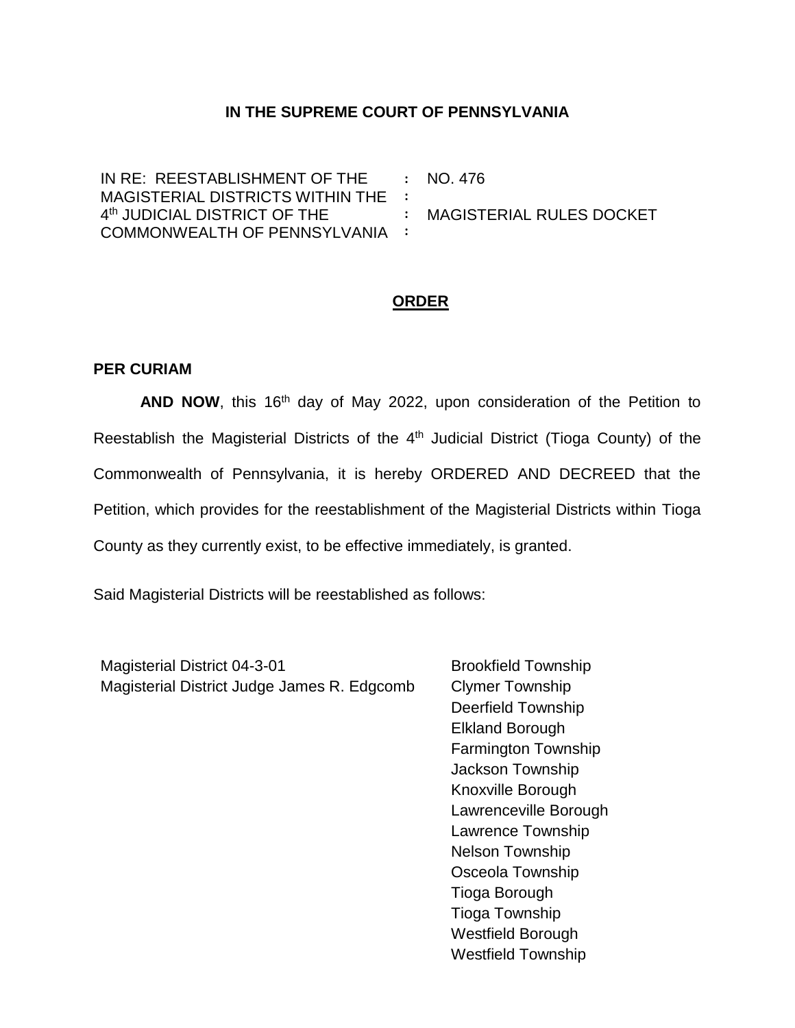**IN THE SUPREME COURT OF PENNSYLVANIA**

| | | |
|---|---|---|
| IN RE: REESTABLISHMENT OF THE MAGISTERIAL DISTRICTS WITHIN THE 4th JUDICIAL DISTRICT OF THE COMMONWEALTH OF PENNSYLVANIA | : | NO. 476 MAGISTERIAL RULES DOCKET |

**ORDER**

**PER CURIAM**

**AND NOW**, this 16th day of May 2022, upon consideration of the Petition to Reestablish the Magisterial Districts of the 4th Judicial District (Tioga County) of the Commonwealth of Pennsylvania, it is hereby ORDERED AND DECREED that the Petition, which provides for the reestablishment of the Magisterial Districts within Tioga County as they currently exist, to be effective immediately, is granted.

Said Magisterial Districts will be reestablished as follows:

| | |
|---|---|
| Magisterial District 04-3-01<br>Magisterial District Judge James R. Edgcomb | Brookfield Township<br>Clymer Township<br>Deerfield Township<br>Elkland Borough<br>Farmington Township<br>Jackson Township<br>Knoxville Borough<br>Lawrenceville Borough<br>Lawrence Township<br>Nelson Township<br>Osceola Township<br>Tioga Borough<br>Tioga Township<br>Westfield Borough<br>Westfield Township |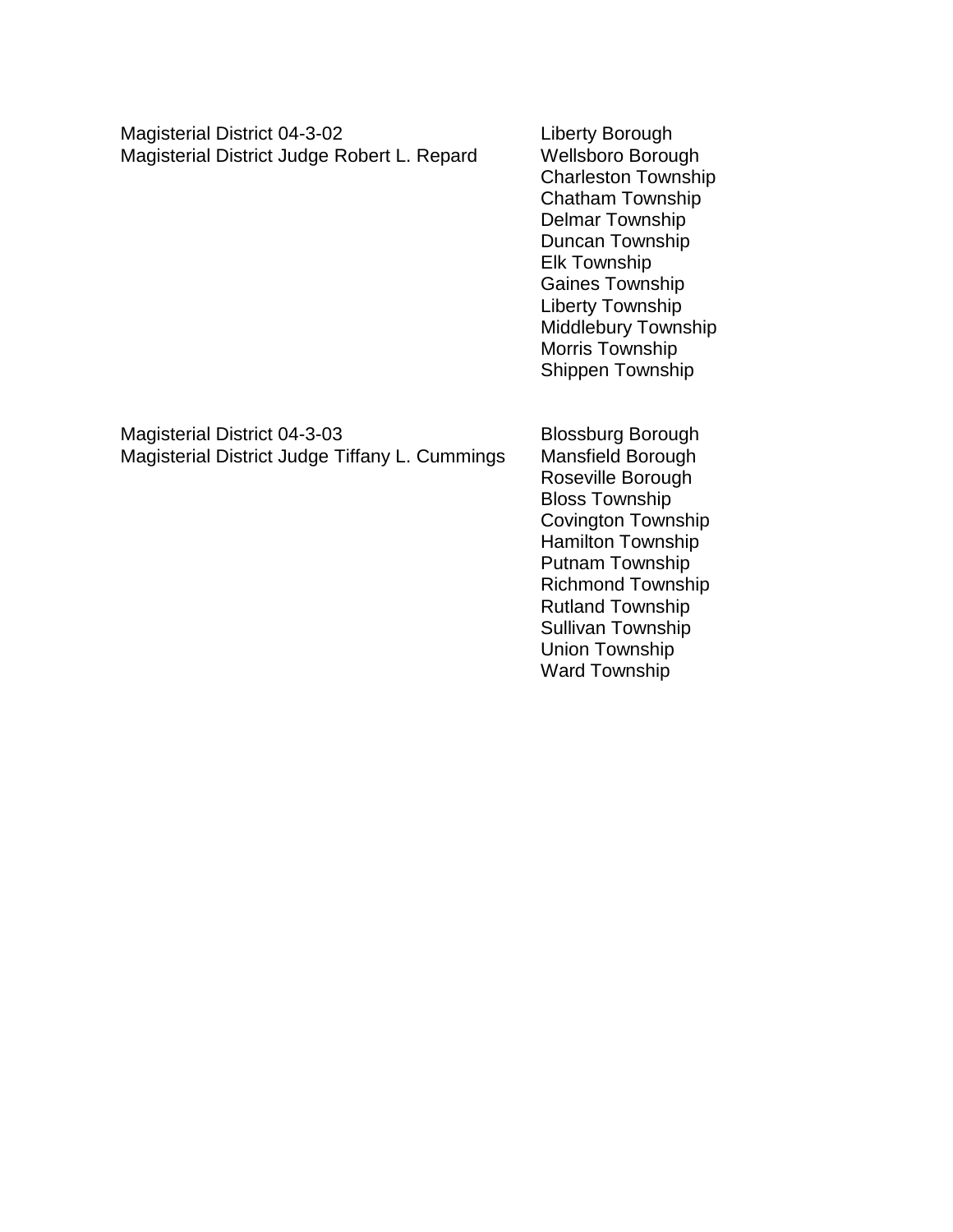| | |
|---|---|
| Magisterial District 04-3-02<br>Magisterial District Judge Robert L. Repard | Liberty Borough<br>Wellsboro Borough<br>Charleston Township<br>Chatham Township<br>Delmar Township<br>Duncan Township<br>Elk Township<br>Gaines Township<br>Liberty Township<br>Middlebury Township<br>Morris Township<br>Shippen Township |
| Magisterial District 04-3-03<br>Magisterial District Judge Tiffany L. Cummings | Blossburg Borough<br>Mansfield Borough<br>Roseville Borough<br>Bloss Township<br>Covington Township<br>Hamilton Township<br>Putnam Township<br>Richmond Township<br>Rutland Township<br>Sullivan Township<br>Union Township<br>Ward Township |